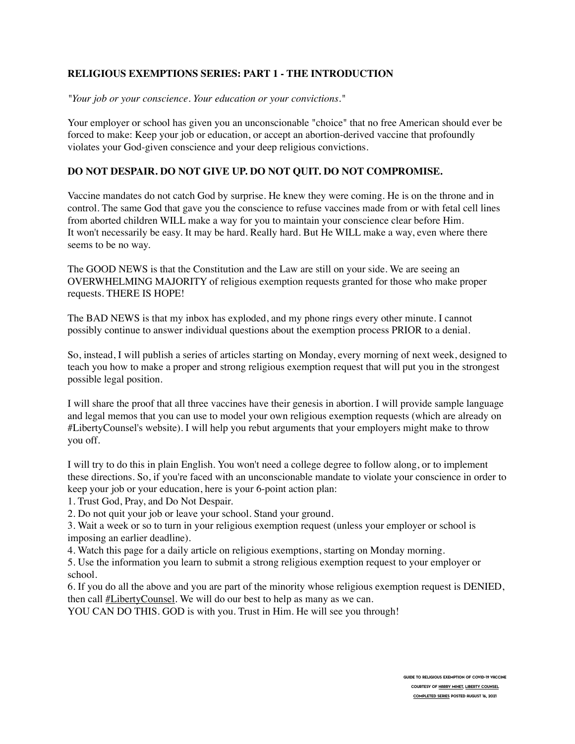**RELIGIOUS EXEMPTIONS SERIES: PART 1 - THE INTRODUCTION**

*"Your job or your conscience. Your education or your convictions."*

Your employer or school has given you an unconscionable "choice" that no free American should ever be forced to make: Keep your job or education, or accept an abortion-derived vaccine that profoundly violates your God-given conscience and your deep religious convictions.

**DO NOT DESPAIR. DO NOT GIVE UP. DO NOT QUIT. DO NOT COMPROMISE.**

Vaccine mandates do not catch God by surprise. He knew they were coming. He is on the throne and in control. The same God that gave you the conscience to refuse vaccines made from or with fetal cell lines from aborted children WILL make a way for you to maintain your conscience clear before Him.
It won't necessarily be easy. It may be hard. Really hard. But He WILL make a way, even where there seems to be no way.

The GOOD NEWS is that the Constitution and the Law are still on your side. We are seeing an OVERWHELMING MAJORITY of religious exemption requests granted for those who make proper requests. THERE IS HOPE!

The BAD NEWS is that my inbox has exploded, and my phone rings every other minute. I cannot possibly continue to answer individual questions about the exemption process PRIOR to a denial.

So, instead, I will publish a series of articles starting on Monday, every morning of next week, designed to teach you how to make a proper and strong religious exemption request that will put you in the strongest possible legal position.

I will share the proof that all three vaccines have their genesis in abortion. I will provide sample language and legal memos that you can use to model your own religious exemption requests (which are already on #LibertyCounsel's website). I will help you rebut arguments that your employers might make to throw you off.

I will try to do this in plain English. You won't need a college degree to follow along, or to implement these directions. So, if you're faced with an unconscionable mandate to violate your conscience in order to keep your job or your education, here is your 6-point action plan:

1. Trust God, Pray, and Do Not Despair.
2. Do not quit your job or leave your school. Stand your ground.
3. Wait a week or so to turn in your religious exemption request (unless your employer or school is imposing an earlier deadline).
4. Watch this page for a daily article on religious exemptions, starting on Monday morning.
5. Use the information you learn to submit a strong religious exemption request to your employer or school.
6. If you do all the above and you are part of the minority whose religious exemption request is DENIED, then call #LibertyCounsel. We will do our best to help as many as we can.

YOU CAN DO THIS. GOD is with you. Trust in Him. He will see you through!

GUIDE TO RELIGIOUS EXEMPTION OF COVID-19 VACCINE
COURTESY OF HARRY MIHET, LIBERTY COUNSEL
COMPLETED SERIES POSTED AUGUST 16, 2021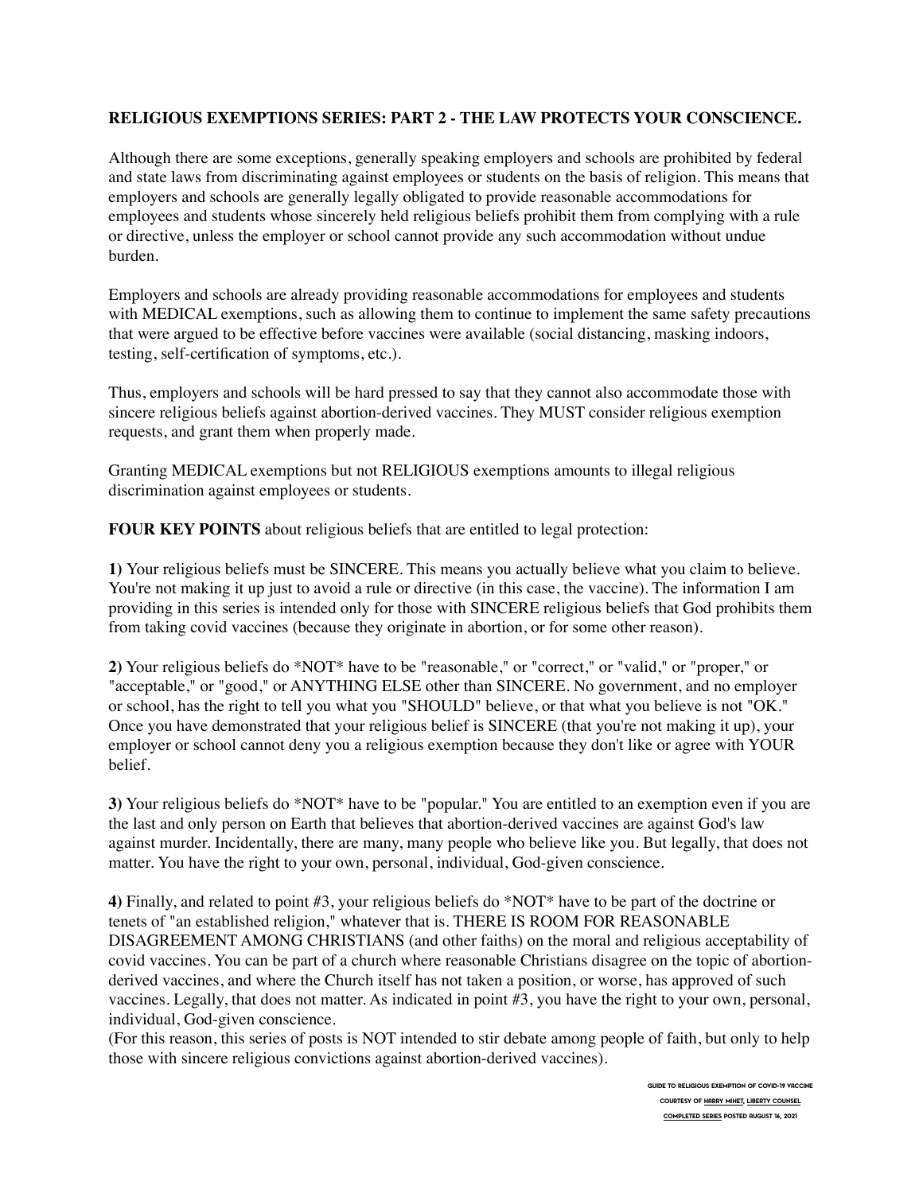**RELIGIOUS EXEMPTIONS SERIES: PART 2 - THE LAW PROTECTS YOUR CONSCIENCE.**

Although there are some exceptions, generally speaking employers and schools are prohibited by federal and state laws from discriminating against employees or students on the basis of religion. This means that employers and schools are generally legally obligated to provide reasonable accommodations for employees and students whose sincerely held religious beliefs prohibit them from complying with a rule or directive, unless the employer or school cannot provide any such accommodation without undue burden.

Employers and schools are already providing reasonable accommodations for employees and students with MEDICAL exemptions, such as allowing them to continue to implement the same safety precautions that were argued to be effective before vaccines were available (social distancing, masking indoors, testing, self-certification of symptoms, etc.).

Thus, employers and schools will be hard pressed to say that they cannot also accommodate those with sincere religious beliefs against abortion-derived vaccines. They MUST consider religious exemption requests, and grant them when properly made.

Granting MEDICAL exemptions but not RELIGIOUS exemptions amounts to illegal religious discrimination against employees or students.

**FOUR KEY POINTS** about religious beliefs that are entitled to legal protection:

**1)** Your religious beliefs must be SINCERE. This means you actually believe what you claim to believe. You're not making it up just to avoid a rule or directive (in this case, the vaccine). The information I am providing in this series is intended only for those with SINCERE religious beliefs that God prohibits them from taking covid vaccines (because they originate in abortion, or for some other reason).

**2)** Your religious beliefs do *NOT* have to be "reasonable," or "correct," or "valid," or "proper," or "acceptable," or "good," or ANYTHING ELSE other than SINCERE. No government, and no employer or school, has the right to tell you what you "SHOULD" believe, or that what you believe is not "OK." Once you have demonstrated that your religious belief is SINCERE (that you're not making it up), your employer or school cannot deny you a religious exemption because they don't like or agree with YOUR belief.

**3)** Your religious beliefs do *NOT* have to be "popular." You are entitled to an exemption even if you are the last and only person on Earth that believes that abortion-derived vaccines are against God's law against murder. Incidentally, there are many, many people who believe like you. But legally, that does not matter. You have the right to your own, personal, individual, God-given conscience.

**4)** Finally, and related to point #3, your religious beliefs do *NOT* have to be part of the doctrine or tenets of "an established religion," whatever that is. THERE IS ROOM FOR REASONABLE DISAGREEMENT AMONG CHRISTIANS (and other faiths) on the moral and religious acceptability of covid vaccines. You can be part of a church where reasonable Christians disagree on the topic of abortion-derived vaccines, and where the Church itself has not taken a position, or worse, has approved of such vaccines. Legally, that does not matter. As indicated in point #3, you have the right to your own, personal, individual, God-given conscience.
(For this reason, this series of posts is NOT intended to stir debate among people of faith, but only to help those with sincere religious convictions against abortion-derived vaccines).

GUIDE TO RELIGIOUS EXEMPTION OF COVID-19 VACCINE
COURTESY OF HARRY MIHET, LIBERTY COUNSEL
COMPLETED SERIES POSTED AUGUST 16, 2021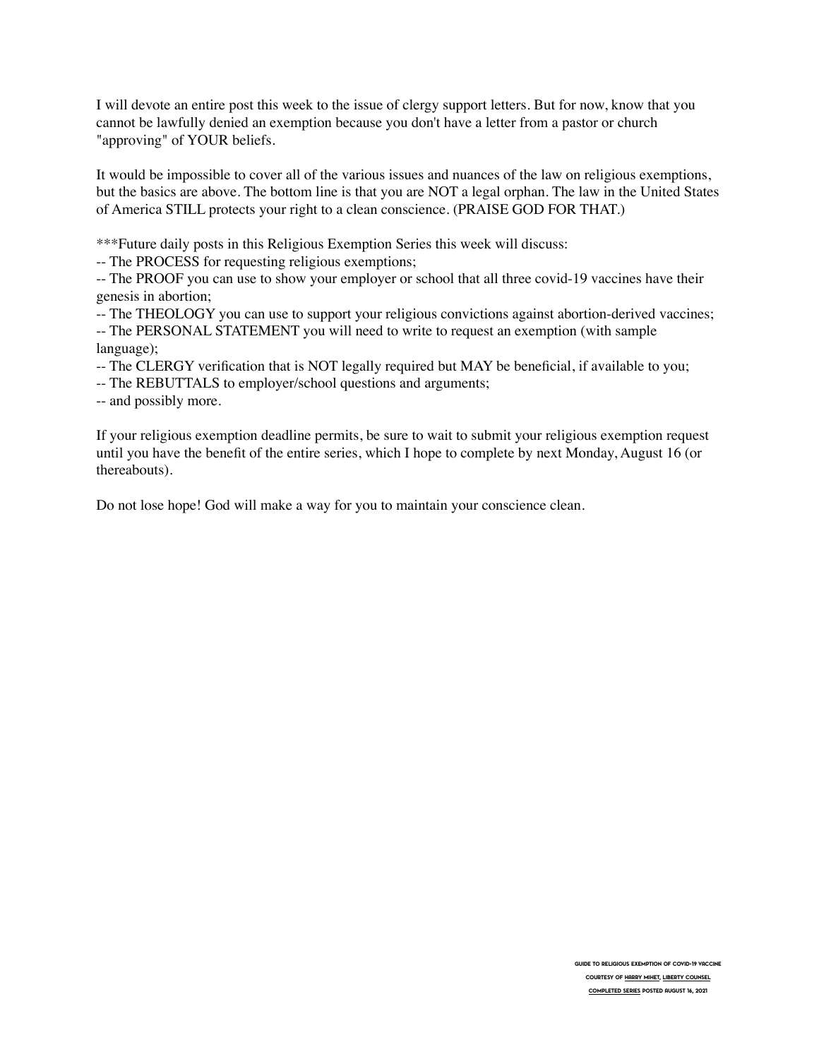I will devote an entire post this week to the issue of clergy support letters. But for now, know that you cannot be lawfully denied an exemption because you don't have a letter from a pastor or church "approving" of YOUR beliefs.

It would be impossible to cover all of the various issues and nuances of the law on religious exemptions, but the basics are above. The bottom line is that you are NOT a legal orphan. The law in the United States of America STILL protects your right to a clean conscience. (PRAISE GOD FOR THAT.)

***Future daily posts in this Religious Exemption Series this week will discuss:

-- The PROCESS for requesting religious exemptions;

-- The PROOF you can use to show your employer or school that all three covid-19 vaccines have their genesis in abortion;

-- The THEOLOGY you can use to support your religious convictions against abortion-derived vaccines;

-- The PERSONAL STATEMENT you will need to write to request an exemption (with sample language);

-- The CLERGY verification that is NOT legally required but MAY be beneficial, if available to you;

-- The REBUTTALS to employer/school questions and arguments;

-- and possibly more.

If your religious exemption deadline permits, be sure to wait to submit your religious exemption request until you have the benefit of the entire series, which I hope to complete by next Monday, August 16 (or thereabouts).

Do not lose hope! God will make a way for you to maintain your conscience clean.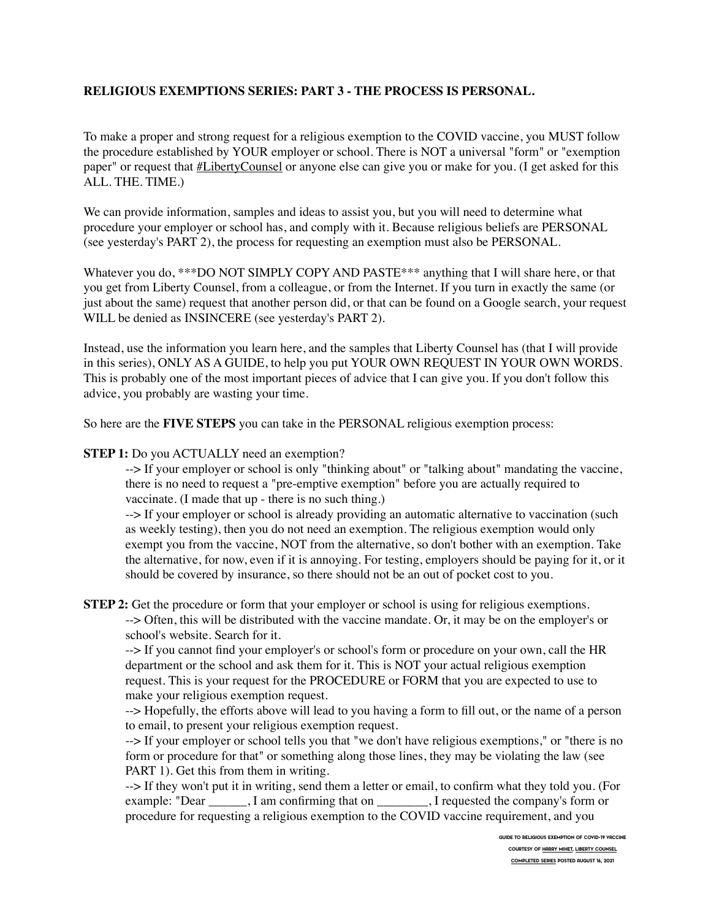**RELIGIOUS EXEMPTIONS SERIES: PART 3 - THE PROCESS IS PERSONAL.**

To make a proper and strong request for a religious exemption to the COVID vaccine, you MUST follow the procedure established by YOUR employer or school. There is NOT a universal "form" or "exemption paper" or request that #LibertyCounsel or anyone else can give you or make for you. (I get asked for this ALL. THE. TIME.)

We can provide information, samples and ideas to assist you, but you will need to determine what procedure your employer or school has, and comply with it. Because religious beliefs are PERSONAL (see yesterday's PART 2), the process for requesting an exemption must also be PERSONAL.

Whatever you do, ***DO NOT SIMPLY COPY AND PASTE*** anything that I will share here, or that you get from Liberty Counsel, from a colleague, or from the Internet. If you turn in exactly the same (or just about the same) request that another person did, or that can be found on a Google search, your request WILL be denied as INSINCERE (see yesterday's PART 2).

Instead, use the information you learn here, and the samples that Liberty Counsel has (that I will provide in this series), ONLY AS A GUIDE, to help you put YOUR OWN REQUEST IN YOUR OWN WORDS. This is probably one of the most important pieces of advice that I can give you. If you don't follow this advice, you probably are wasting your time.

So here are the **FIVE STEPS** you can take in the PERSONAL religious exemption process:

**STEP 1:** Do you ACTUALLY need an exemption?

--> If your employer or school is only "thinking about" or "talking about" mandating the vaccine, there is no need to request a "pre-emptive exemption" before you are actually required to vaccinate. (I made that up - there is no such thing.)

--> If your employer or school is already providing an automatic alternative to vaccination (such as weekly testing), then you do not need an exemption. The religious exemption would only exempt you from the vaccine, NOT from the alternative, so don't bother with an exemption. Take the alternative, for now, even if it is annoying. For testing, employers should be paying for it, or it should be covered by insurance, so there should not be an out of pocket cost to you.

**STEP 2:** Get the procedure or form that your employer or school is using for religious exemptions.

--> Often, this will be distributed with the vaccine mandate. Or, it may be on the employer's or school's website. Search for it.

--> If you cannot find your employer's or school's form or procedure on your own, call the HR department or the school and ask them for it. This is NOT your actual religious exemption request. This is your request for the PROCEDURE or FORM that you are expected to use to make your religious exemption request.

--> Hopefully, the efforts above will lead to you having a form to fill out, or the name of a person to email, to present your religious exemption request.

--> If your employer or school tells you that "we don't have religious exemptions," or "there is no form or procedure for that" or something along those lines, they may be violating the law (see PART 1). Get this from them in writing.

--> If they won't put it in writing, send them a letter or email, to confirm what they told you. (For example: "Dear ______, I am confirming that on ________, I requested the company's form or procedure for requesting a religious exemption to the COVID vaccine requirement, and you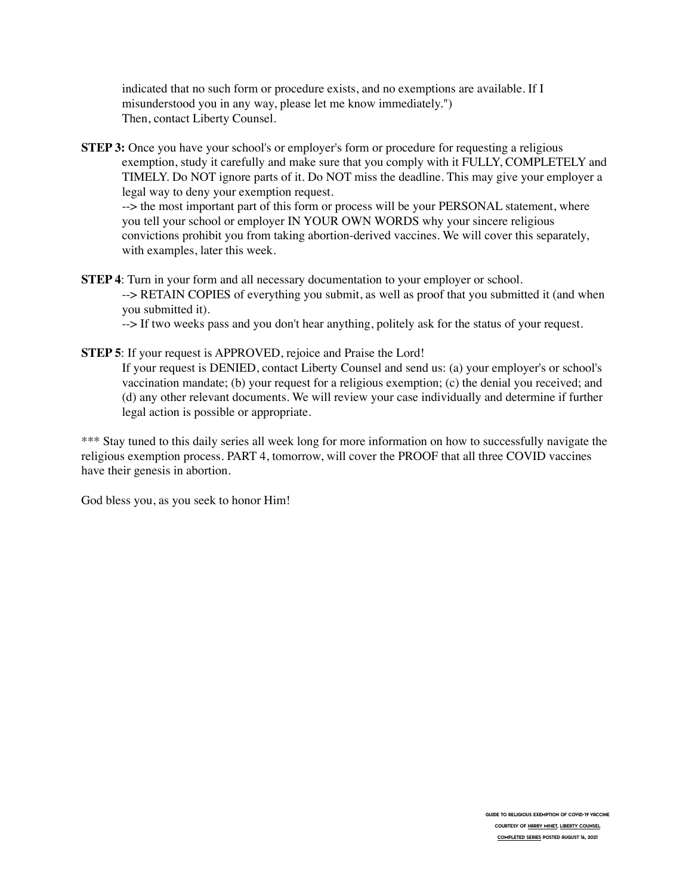indicated that no such form or procedure exists, and no exemptions are available. If I misunderstood you in any way, please let me know immediately.")
Then, contact Liberty Counsel.

**STEP 3:** Once you have your school's or employer's form or procedure for requesting a religious exemption, study it carefully and make sure that you comply with it FULLY, COMPLETELY and TIMELY. Do NOT ignore parts of it. Do NOT miss the deadline. This may give your employer a legal way to deny your exemption request.
--> the most important part of this form or process will be your PERSONAL statement, where you tell your school or employer IN YOUR OWN WORDS why your sincere religious convictions prohibit you from taking abortion-derived vaccines. We will cover this separately, with examples, later this week.

**STEP 4**: Turn in your form and all necessary documentation to your employer or school.
--> RETAIN COPIES of everything you submit, as well as proof that you submitted it (and when you submitted it).
--> If two weeks pass and you don't hear anything, politely ask for the status of your request.

**STEP 5**: If your request is APPROVED, rejoice and Praise the Lord!
If your request is DENIED, contact Liberty Counsel and send us: (a) your employer's or school's vaccination mandate; (b) your request for a religious exemption; (c) the denial you received; and (d) any other relevant documents. We will review your case individually and determine if further legal action is possible or appropriate.

*** Stay tuned to this daily series all week long for more information on how to successfully navigate the religious exemption process. PART 4, tomorrow, will cover the PROOF that all three COVID vaccines have their genesis in abortion.

God bless you, as you seek to honor Him!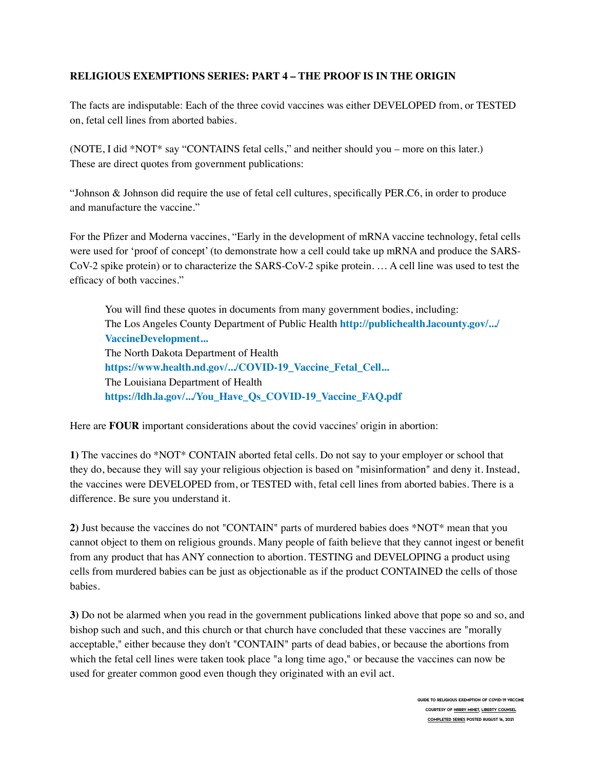**RELIGIOUS EXEMPTIONS SERIES: PART 4 – THE PROOF IS IN THE ORIGIN**

The facts are indisputable: Each of the three covid vaccines was either DEVELOPED from, or TESTED on, fetal cell lines from aborted babies.

(NOTE, I did *NOT* say "CONTAINS fetal cells," and neither should you – more on this later.) These are direct quotes from government publications:

"Johnson & Johnson did require the use of fetal cell cultures, specifically PER.C6, in order to produce and manufacture the vaccine."

For the Pfizer and Moderna vaccines, "Early in the development of mRNA vaccine technology, fetal cells were used for 'proof of concept' (to demonstrate how a cell could take up mRNA and produce the SARS-CoV-2 spike protein) or to characterize the SARS-CoV-2 spike protein. … A cell line was used to test the efficacy of both vaccines."

> You will find these quotes in documents from many government bodies, including:
> The Los Angeles County Department of Public Health **http://publichealth.lacounty.gov/.../VaccineDevelopment...**
> The North Dakota Department of Health
> **https://www.health.nd.gov/.../COVID-19_Vaccine_Fetal_Cell...**
> The Louisiana Department of Health
> **https://ldh.la.gov/.../You_Have_Qs_COVID-19_Vaccine_FAQ.pdf**

Here are **FOUR** important considerations about the covid vaccines' origin in abortion:

**1)** The vaccines do *NOT* CONTAIN aborted fetal cells. Do not say to your employer or school that they do, because they will say your religious objection is based on "misinformation" and deny it. Instead, the vaccines were DEVELOPED from, or TESTED with, fetal cell lines from aborted babies. There is a difference. Be sure you understand it.

**2)** Just because the vaccines do not "CONTAIN" parts of murdered babies does *NOT* mean that you cannot object to them on religious grounds. Many people of faith believe that they cannot ingest or benefit from any product that has ANY connection to abortion. TESTING and DEVELOPING a product using cells from murdered babies can be just as objectionable as if the product CONTAINED the cells of those babies.

**3)** Do not be alarmed when you read in the government publications linked above that pope so and so, and bishop such and such, and this church or that church have concluded that these vaccines are "morally acceptable," either because they don't "CONTAIN" parts of dead babies, or because the abortions from which the fetal cell lines were taken took place "a long time ago," or because the vaccines can now be used for greater common good even though they originated with an evil act.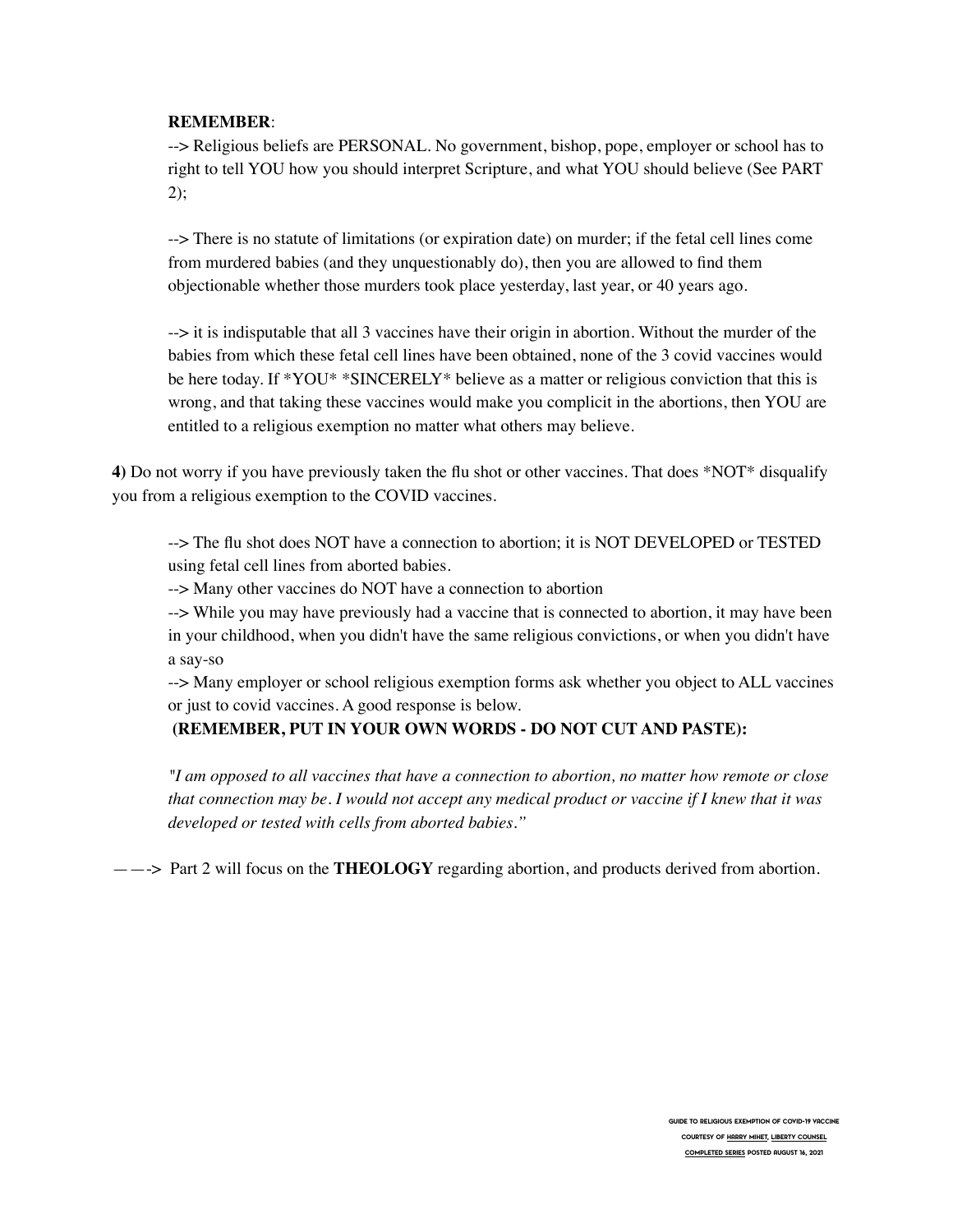**REMEMBER**:

--> Religious beliefs are PERSONAL. No government, bishop, pope, employer or school has to right to tell YOU how you should interpret Scripture, and what YOU should believe (See PART 2);

--> There is no statute of limitations (or expiration date) on murder; if the fetal cell lines come from murdered babies (and they unquestionably do), then you are allowed to find them objectionable whether those murders took place yesterday, last year, or 40 years ago.

--> it is indisputable that all 3 vaccines have their origin in abortion. Without the murder of the babies from which these fetal cell lines have been obtained, none of the 3 covid vaccines would be here today. If *YOU* *SINCERELY* believe as a matter or religious conviction that this is wrong, and that taking these vaccines would make you complicit in the abortions, then YOU are entitled to a religious exemption no matter what others may believe.

**4)** Do not worry if you have previously taken the flu shot or other vaccines. That does *NOT* disqualify you from a religious exemption to the COVID vaccines.

--> The flu shot does NOT have a connection to abortion; it is NOT DEVELOPED or TESTED using fetal cell lines from aborted babies.

--> Many other vaccines do NOT have a connection to abortion

--> While you may have previously had a vaccine that is connected to abortion, it may have been in your childhood, when you didn't have the same religious convictions, or when you didn't have a say-so

--> Many employer or school religious exemption forms ask whether you object to ALL vaccines or just to covid vaccines. A good response is below.

**(REMEMBER, PUT IN YOUR OWN WORDS - DO NOT CUT AND PASTE):**

*"I am opposed to all vaccines that have a connection to abortion, no matter how remote or close that connection may be. I would not accept any medical product or vaccine if I knew that it was developed or tested with cells from aborted babies."*

——-> Part 2 will focus on the **THEOLOGY** regarding abortion, and products derived from abortion.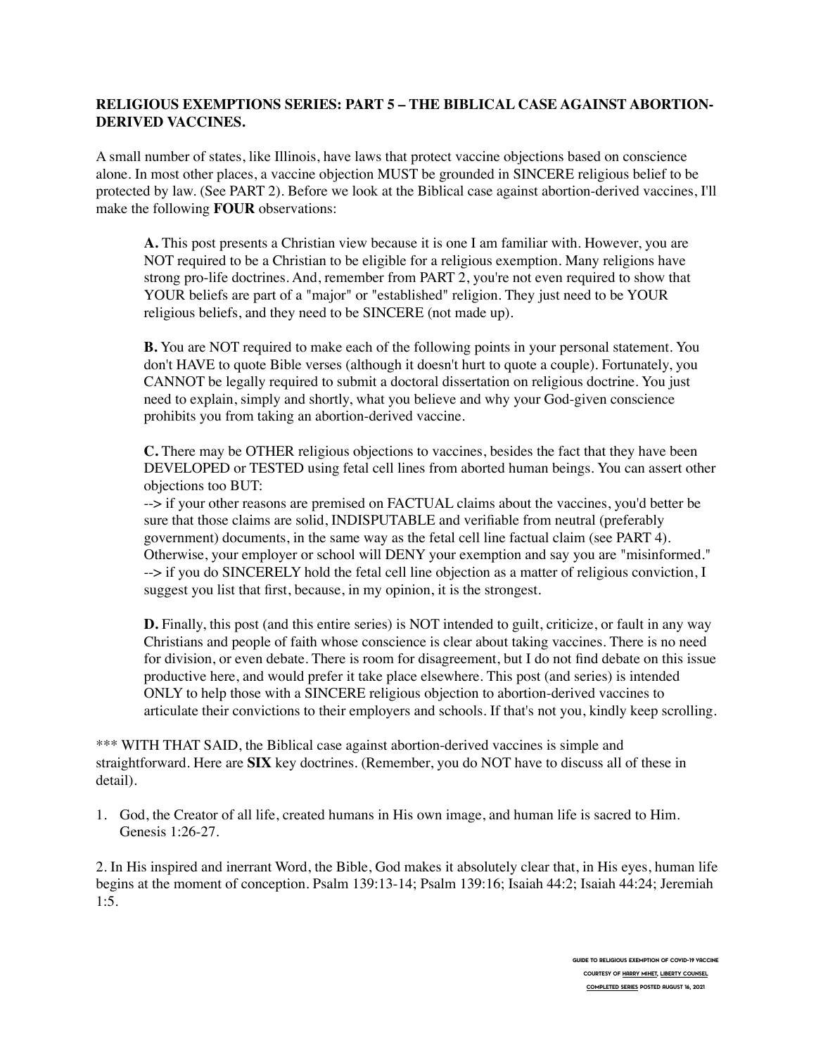**RELIGIOUS EXEMPTIONS SERIES: PART 5 – THE BIBLICAL CASE AGAINST ABORTION-DERIVED VACCINES.**

A small number of states, like Illinois, have laws that protect vaccine objections based on conscience alone. In most other places, a vaccine objection MUST be grounded in SINCERE religious belief to be protected by law. (See PART 2). Before we look at the Biblical case against abortion-derived vaccines, I'll make the following **FOUR** observations:

> **A.** This post presents a Christian view because it is one I am familiar with. However, you are NOT required to be a Christian to be eligible for a religious exemption. Many religions have strong pro-life doctrines. And, remember from PART 2, you're not even required to show that YOUR beliefs are part of a "major" or "established" religion. They just need to be YOUR religious beliefs, and they need to be SINCERE (not made up).
>
> **B.** You are NOT required to make each of the following points in your personal statement. You don't HAVE to quote Bible verses (although it doesn't hurt to quote a couple). Fortunately, you CANNOT be legally required to submit a doctoral dissertation on religious doctrine. You just need to explain, simply and shortly, what you believe and why your God-given conscience prohibits you from taking an abortion-derived vaccine.
>
> **C.** There may be OTHER religious objections to vaccines, besides the fact that they have been DEVELOPED or TESTED using fetal cell lines from aborted human beings. You can assert other objections too BUT:
> --> if your other reasons are premised on FACTUAL claims about the vaccines, you'd better be sure that those claims are solid, INDISPUTABLE and verifiable from neutral (preferably government) documents, in the same way as the fetal cell line factual claim (see PART 4). Otherwise, your employer or school will DENY your exemption and say you are "misinformed."
> --> if you do SINCERELY hold the fetal cell line objection as a matter of religious conviction, I suggest you list that first, because, in my opinion, it is the strongest.
>
> **D.** Finally, this post (and this entire series) is NOT intended to guilt, criticize, or fault in any way Christians and people of faith whose conscience is clear about taking vaccines. There is no need for division, or even debate. There is room for disagreement, but I do not find debate on this issue productive here, and would prefer it take place elsewhere. This post (and series) is intended ONLY to help those with a SINCERE religious objection to abortion-derived vaccines to articulate their convictions to their employers and schools. If that's not you, kindly keep scrolling.

*** WITH THAT SAID, the Biblical case against abortion-derived vaccines is simple and straightforward. Here are **SIX** key doctrines. (Remember, you do NOT have to discuss all of these in detail).

1. God, the Creator of all life, created humans in His own image, and human life is sacred to Him. Genesis 1:26-27.

2. In His inspired and inerrant Word, the Bible, God makes it absolutely clear that, in His eyes, human life begins at the moment of conception. Psalm 139:13-14; Psalm 139:16; Isaiah 44:2; Isaiah 44:24; Jeremiah 1:5.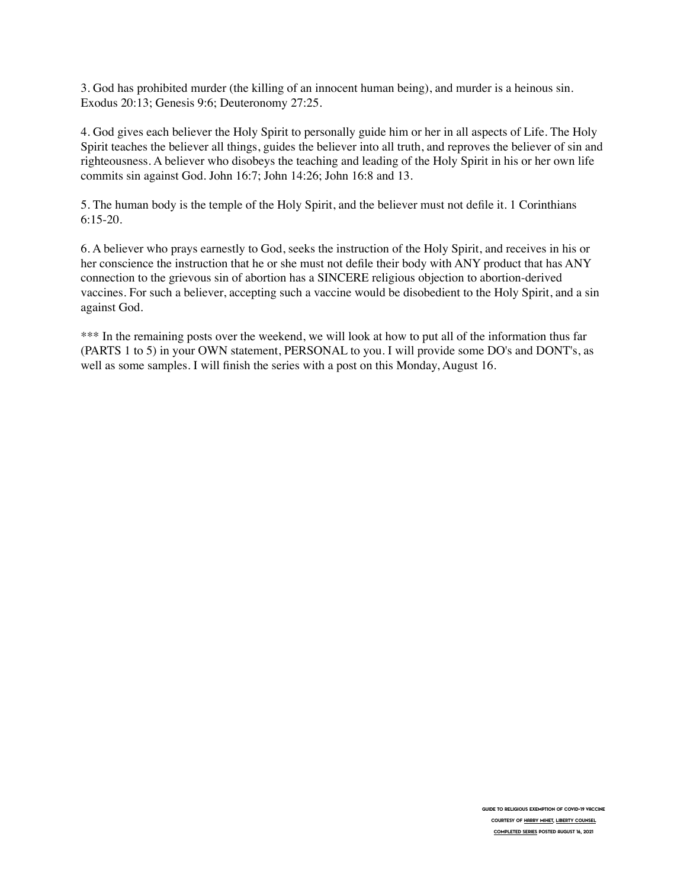3. God has prohibited murder (the killing of an innocent human being), and murder is a heinous sin. Exodus 20:13; Genesis 9:6; Deuteronomy 27:25.

4. God gives each believer the Holy Spirit to personally guide him or her in all aspects of Life. The Holy Spirit teaches the believer all things, guides the believer into all truth, and reproves the believer of sin and righteousness. A believer who disobeys the teaching and leading of the Holy Spirit in his or her own life commits sin against God. John 16:7; John 14:26; John 16:8 and 13.

5. The human body is the temple of the Holy Spirit, and the believer must not defile it. 1 Corinthians 6:15-20.

6. A believer who prays earnestly to God, seeks the instruction of the Holy Spirit, and receives in his or her conscience the instruction that he or she must not defile their body with ANY product that has ANY connection to the grievous sin of abortion has a SINCERE religious objection to abortion-derived vaccines. For such a believer, accepting such a vaccine would be disobedient to the Holy Spirit, and a sin against God.

*** In the remaining posts over the weekend, we will look at how to put all of the information thus far (PARTS 1 to 5) in your OWN statement, PERSONAL to you. I will provide some DO's and DONT's, as well as some samples. I will finish the series with a post on this Monday, August 16.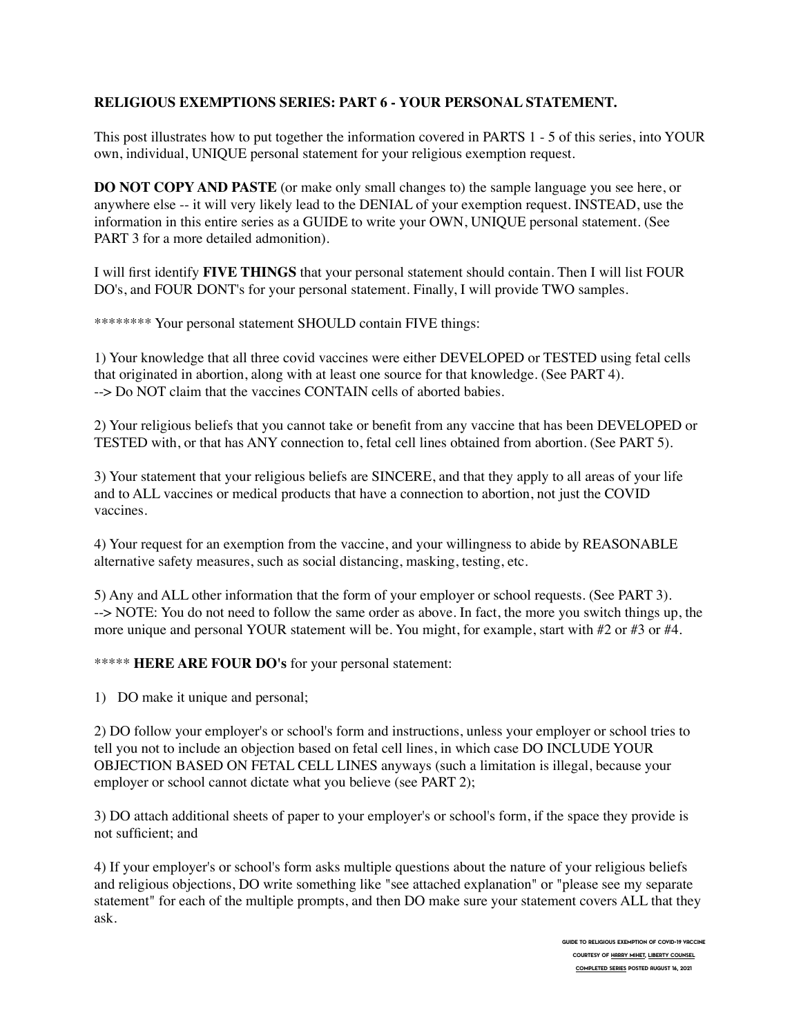**RELIGIOUS EXEMPTIONS SERIES: PART 6 - YOUR PERSONAL STATEMENT.**

This post illustrates how to put together the information covered in PARTS 1 - 5 of this series, into YOUR own, individual, UNIQUE personal statement for your religious exemption request.

**DO NOT COPY AND PASTE** (or make only small changes to) the sample language you see here, or anywhere else -- it will very likely lead to the DENIAL of your exemption request. INSTEAD, use the information in this entire series as a GUIDE to write your OWN, UNIQUE personal statement. (See PART 3 for a more detailed admonition).

I will first identify **FIVE THINGS** that your personal statement should contain. Then I will list FOUR DO's, and FOUR DONT's for your personal statement. Finally, I will provide TWO samples.

******** Your personal statement SHOULD contain FIVE things:

1) Your knowledge that all three covid vaccines were either DEVELOPED or TESTED using fetal cells that originated in abortion, along with at least one source for that knowledge. (See PART 4).
--> Do NOT claim that the vaccines CONTAIN cells of aborted babies.

2) Your religious beliefs that you cannot take or benefit from any vaccine that has been DEVELOPED or TESTED with, or that has ANY connection to, fetal cell lines obtained from abortion. (See PART 5).

3) Your statement that your religious beliefs are SINCERE, and that they apply to all areas of your life and to ALL vaccines or medical products that have a connection to abortion, not just the COVID vaccines.

4) Your request for an exemption from the vaccine, and your willingness to abide by REASONABLE alternative safety measures, such as social distancing, masking, testing, etc.

5) Any and ALL other information that the form of your employer or school requests. (See PART 3).
--> NOTE: You do not need to follow the same order as above. In fact, the more you switch things up, the more unique and personal YOUR statement will be. You might, for example, start with #2 or #3 or #4.

***** **HERE ARE FOUR DO's** for your personal statement:

1) DO make it unique and personal;

2) DO follow your employer's or school's form and instructions, unless your employer or school tries to tell you not to include an objection based on fetal cell lines, in which case DO INCLUDE YOUR OBJECTION BASED ON FETAL CELL LINES anyways (such a limitation is illegal, because your employer or school cannot dictate what you believe (see PART 2);

3) DO attach additional sheets of paper to your employer's or school's form, if the space they provide is not sufficient; and

4) If your employer's or school's form asks multiple questions about the nature of your religious beliefs and religious objections, DO write something like "see attached explanation" or "please see my separate statement" for each of the multiple prompts, and then DO make sure your statement covers ALL that they ask.

GUIDE TO RELIGIOUS EXEMPTION OF COVID-19 VACCINE
COURTESY OF HARRY MIHET, LIBERTY COUNSEL
COMPLETED SERIES POSTED AUGUST 16, 2021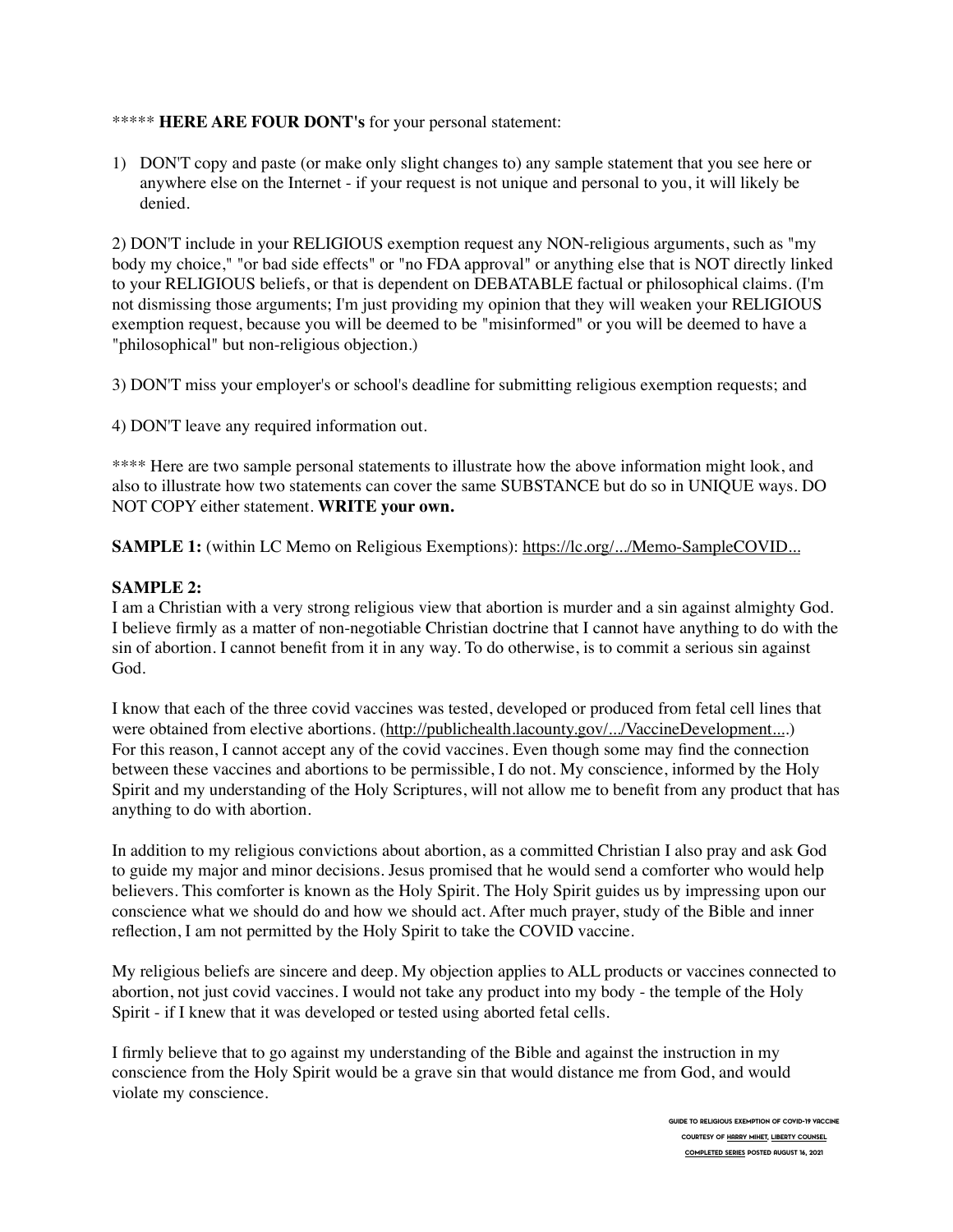***** **HERE ARE FOUR DONT's** for your personal statement:

1) DON'T copy and paste (or make only slight changes to) any sample statement that you see here or anywhere else on the Internet - if your request is not unique and personal to you, it will likely be denied.

2) DON'T include in your RELIGIOUS exemption request any NON-religious arguments, such as "my body my choice," "or bad side effects" or "no FDA approval" or anything else that is NOT directly linked to your RELIGIOUS beliefs, or that is dependent on DEBATABLE factual or philosophical claims. (I'm not dismissing those arguments; I'm just providing my opinion that they will weaken your RELIGIOUS exemption request, because you will be deemed to be "misinformed" or you will be deemed to have a "philosophical" but non-religious objection.)

3) DON'T miss your employer's or school's deadline for submitting religious exemption requests; and

4) DON'T leave any required information out.

**** Here are two sample personal statements to illustrate how the above information might look, and also to illustrate how two statements can cover the same SUBSTANCE but do so in UNIQUE ways. DO NOT COPY either statement. **WRITE your own.**

**SAMPLE 1:** (within LC Memo on Religious Exemptions): https://lc.org/.../Memo-SampleCOVID...

**SAMPLE 2:**
I am a Christian with a very strong religious view that abortion is murder and a sin against almighty God. I believe firmly as a matter of non-negotiable Christian doctrine that I cannot have anything to do with the sin of abortion. I cannot benefit from it in any way. To do otherwise, is to commit a serious sin against God.

I know that each of the three covid vaccines was tested, developed or produced from fetal cell lines that were obtained from elective abortions. (http://publichealth.lacounty.gov/.../VaccineDevelopment....) For this reason, I cannot accept any of the covid vaccines. Even though some may find the connection between these vaccines and abortions to be permissible, I do not. My conscience, informed by the Holy Spirit and my understanding of the Holy Scriptures, will not allow me to benefit from any product that has anything to do with abortion.

In addition to my religious convictions about abortion, as a committed Christian I also pray and ask God to guide my major and minor decisions. Jesus promised that he would send a comforter who would help believers. This comforter is known as the Holy Spirit. The Holy Spirit guides us by impressing upon our conscience what we should do and how we should act. After much prayer, study of the Bible and inner reflection, I am not permitted by the Holy Spirit to take the COVID vaccine.

My religious beliefs are sincere and deep. My objection applies to ALL products or vaccines connected to abortion, not just covid vaccines. I would not take any product into my body - the temple of the Holy Spirit - if I knew that it was developed or tested using aborted fetal cells.

I firmly believe that to go against my understanding of the Bible and against the instruction in my conscience from the Holy Spirit would be a grave sin that would distance me from God, and would violate my conscience.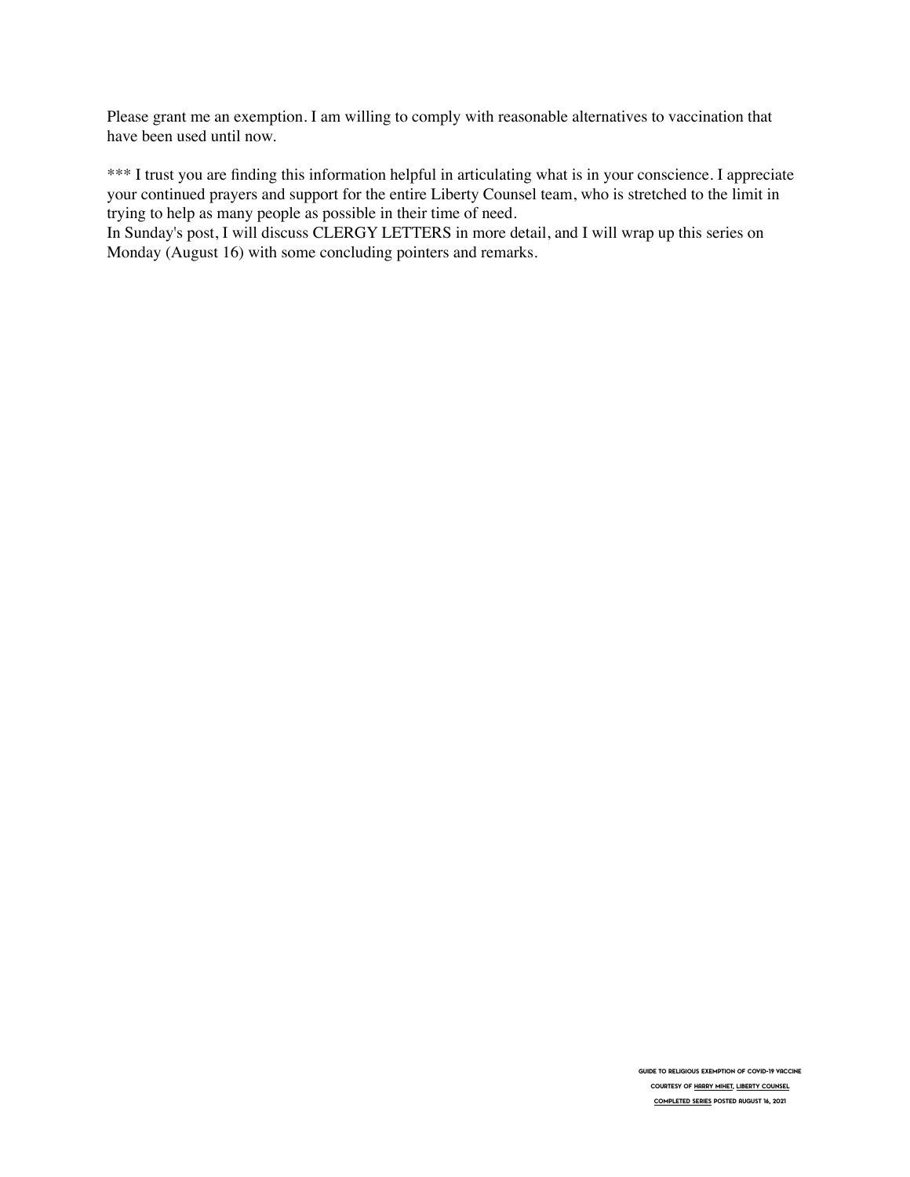Please grant me an exemption. I am willing to comply with reasonable alternatives to vaccination that have been used until now.

*** I trust you are finding this information helpful in articulating what is in your conscience. I appreciate your continued prayers and support for the entire Liberty Counsel team, who is stretched to the limit in trying to help as many people as possible in their time of need.
In Sunday's post, I will discuss CLERGY LETTERS in more detail, and I will wrap up this series on Monday (August 16) with some concluding pointers and remarks.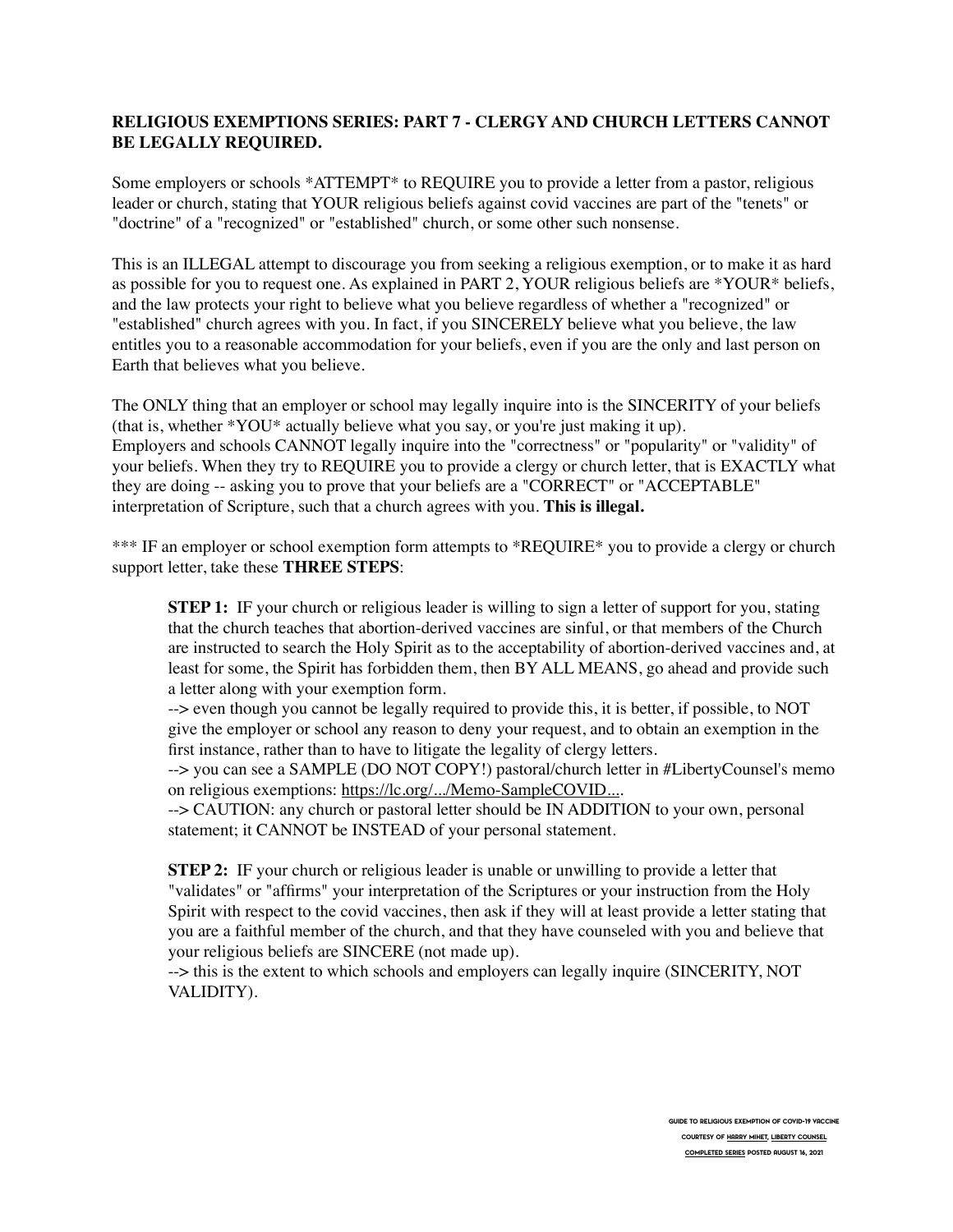**RELIGIOUS EXEMPTIONS SERIES: PART 7 - CLERGY AND CHURCH LETTERS CANNOT BE LEGALLY REQUIRED.**

Some employers or schools *ATTEMPT* to REQUIRE you to provide a letter from a pastor, religious leader or church, stating that YOUR religious beliefs against covid vaccines are part of the "tenets" or "doctrine" of a "recognized" or "established" church, or some other such nonsense.

This is an ILLEGAL attempt to discourage you from seeking a religious exemption, or to make it as hard as possible for you to request one. As explained in PART 2, YOUR religious beliefs are *YOUR* beliefs, and the law protects your right to believe what you believe regardless of whether a "recognized" or "established" church agrees with you. In fact, if you SINCERELY believe what you believe, the law entitles you to a reasonable accommodation for your beliefs, even if you are the only and last person on Earth that believes what you believe.

The ONLY thing that an employer or school may legally inquire into is the SINCERITY of your beliefs (that is, whether *YOU* actually believe what you say, or you're just making it up).
Employers and schools CANNOT legally inquire into the "correctness" or "popularity" or "validity" of your beliefs. When they try to REQUIRE you to provide a clergy or church letter, that is EXACTLY what they are doing -- asking you to prove that your beliefs are a "CORRECT" or "ACCEPTABLE" interpretation of Scripture, such that a church agrees with you. **This is illegal.**

*** IF an employer or school exemption form attempts to *REQUIRE* you to provide a clergy or church support letter, take these **THREE STEPS**:

> **STEP 1:** IF your church or religious leader is willing to sign a letter of support for you, stating that the church teaches that abortion-derived vaccines are sinful, or that members of the Church are instructed to search the Holy Spirit as to the acceptability of abortion-derived vaccines and, at least for some, the Spirit has forbidden them, then BY ALL MEANS, go ahead and provide such a letter along with your exemption form.
> --> even though you cannot be legally required to provide this, it is better, if possible, to NOT give the employer or school any reason to deny your request, and to obtain an exemption in the first instance, rather than to have to litigate the legality of clergy letters.
> --> you can see a SAMPLE (DO NOT COPY!) pastoral/church letter in #LibertyCounsel's memo on religious exemptions: https://lc.org/.../Memo-SampleCOVID....
> --> CAUTION: any church or pastoral letter should be IN ADDITION to your own, personal statement; it CANNOT be INSTEAD of your personal statement.
>
> **STEP 2:** IF your church or religious leader is unable or unwilling to provide a letter that "validates" or "affirms" your interpretation of the Scriptures or your instruction from the Holy Spirit with respect to the covid vaccines, then ask if they will at least provide a letter stating that you are a faithful member of the church, and that they have counseled with you and believe that your religious beliefs are SINCERE (not made up).
> --> this is the extent to which schools and employers can legally inquire (SINCERITY, NOT VALIDITY).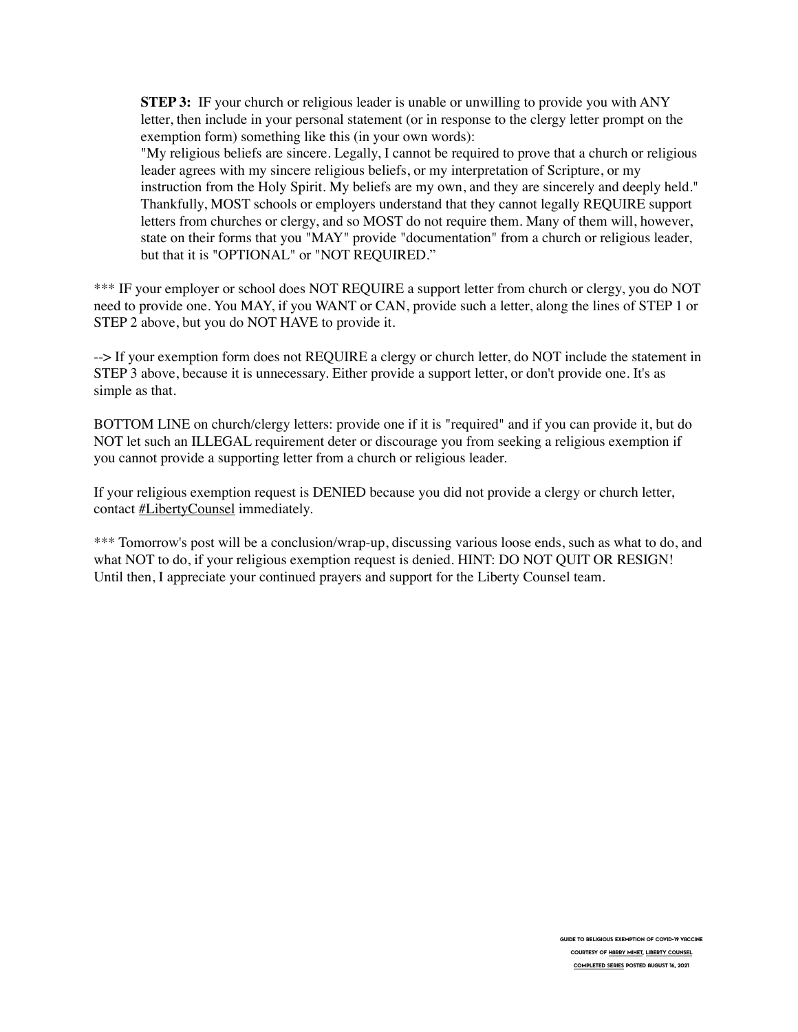**STEP 3:** IF your church or religious leader is unable or unwilling to provide you with ANY letter, then include in your personal statement (or in response to the clergy letter prompt on the exemption form) something like this (in your own words):

"My religious beliefs are sincere. Legally, I cannot be required to prove that a church or religious leader agrees with my sincere religious beliefs, or my interpretation of Scripture, or my instruction from the Holy Spirit. My beliefs are my own, and they are sincerely and deeply held."

Thankfully, MOST schools or employers understand that they cannot legally REQUIRE support letters from churches or clergy, and so MOST do not require them. Many of them will, however, state on their forms that you "MAY" provide "documentation" from a church or religious leader, but that it is "OPTIONAL" or "NOT REQUIRED."

*** IF your employer or school does NOT REQUIRE a support letter from church or clergy, you do NOT need to provide one. You MAY, if you WANT or CAN, provide such a letter, along the lines of STEP 1 or STEP 2 above, but you do NOT HAVE to provide it.

--> If your exemption form does not REQUIRE a clergy or church letter, do NOT include the statement in STEP 3 above, because it is unnecessary. Either provide a support letter, or don't provide one. It's as simple as that.

BOTTOM LINE on church/clergy letters: provide one if it is "required" and if you can provide it, but do NOT let such an ILLEGAL requirement deter or discourage you from seeking a religious exemption if you cannot provide a supporting letter from a church or religious leader.

If your religious exemption request is DENIED because you did not provide a clergy or church letter, contact #LibertyCounsel immediately.

*** Tomorrow's post will be a conclusion/wrap-up, discussing various loose ends, such as what to do, and what NOT to do, if your religious exemption request is denied. HINT: DO NOT QUIT OR RESIGN! Until then, I appreciate your continued prayers and support for the Liberty Counsel team.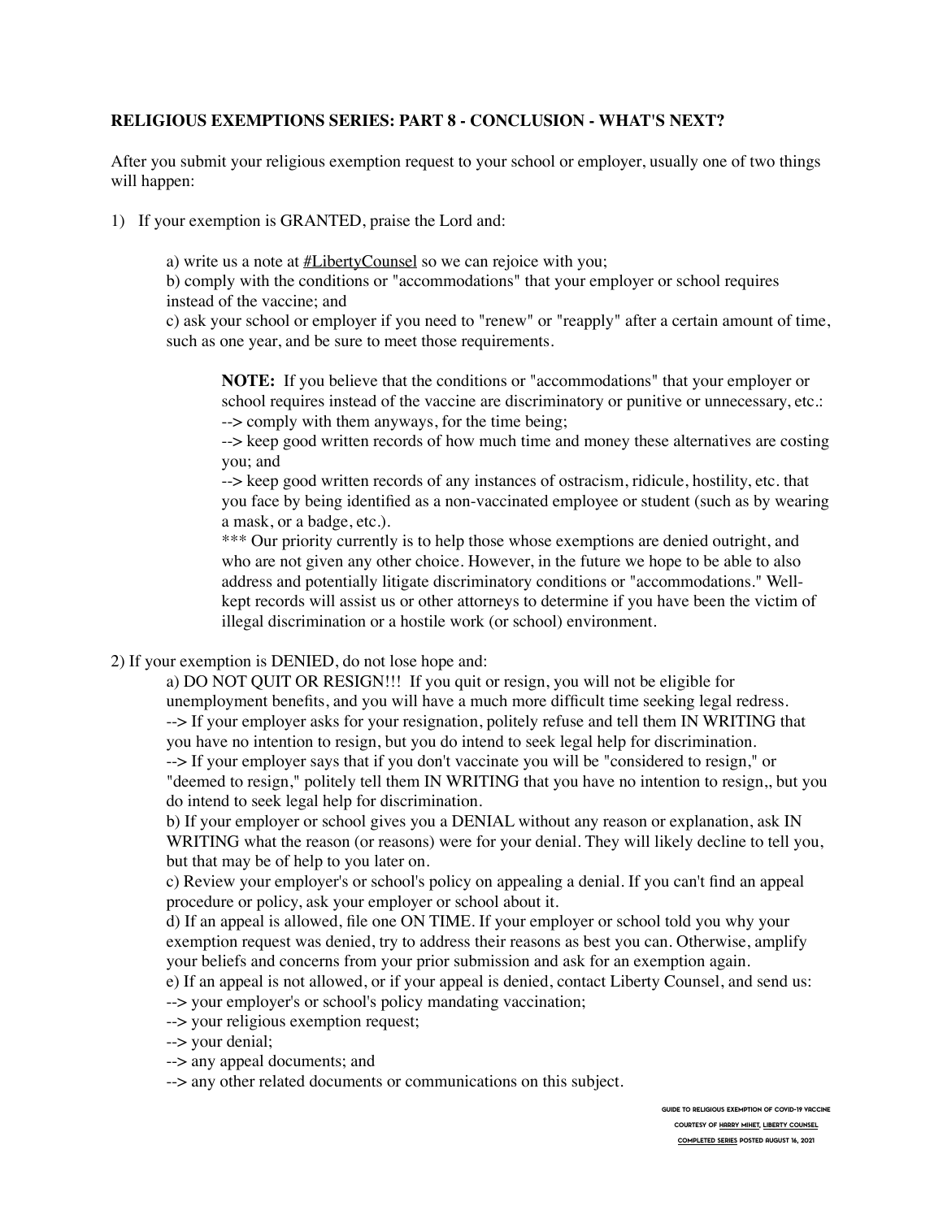**RELIGIOUS EXEMPTIONS SERIES: PART 8 - CONCLUSION - WHAT'S NEXT?**

After you submit your religious exemption request to your school or employer, usually one of two things will happen:

1) If your exemption is GRANTED, praise the Lord and:

   a) write us a note at #LibertyCounsel so we can rejoice with you;
   b) comply with the conditions or "accommodations" that your employer or school requires instead of the vaccine; and
   c) ask your school or employer if you need to "renew" or "reapply" after a certain amount of time, such as one year, and be sure to meet those requirements.

   > **NOTE:** If you believe that the conditions or "accommodations" that your employer or school requires instead of the vaccine are discriminatory or punitive or unnecessary, etc.:
   > --> comply with them anyways, for the time being;
   > --> keep good written records of how much time and money these alternatives are costing you; and
   > --> keep good written records of any instances of ostracism, ridicule, hostility, etc. that you face by being identified as a non-vaccinated employee or student (such as by wearing a mask, or a badge, etc.).
   > *** Our priority currently is to help those whose exemptions are denied outright, and who are not given any other choice. However, in the future we hope to be able to also address and potentially litigate discriminatory conditions or "accommodations." Well-kept records will assist us or other attorneys to determine if you have been the victim of illegal discrimination or a hostile work (or school) environment.

2) If your exemption is DENIED, do not lose hope and:

   a) DO NOT QUIT OR RESIGN!!! If you quit or resign, you will not be eligible for unemployment benefits, and you will have a much more difficult time seeking legal redress.
   --> If your employer asks for your resignation, politely refuse and tell them IN WRITING that you have no intention to resign, but you do intend to seek legal help for discrimination.
   --> If your employer says that if you don't vaccinate you will be "considered to resign," or "deemed to resign," politely tell them IN WRITING that you have no intention to resign,, but you do intend to seek legal help for discrimination.
   b) If your employer or school gives you a DENIAL without any reason or explanation, ask IN WRITING what the reason (or reasons) were for your denial. They will likely decline to tell you, but that may be of help to you later on.
   c) Review your employer's or school's policy on appealing a denial. If you can't find an appeal procedure or policy, ask your employer or school about it.
   d) If an appeal is allowed, file one ON TIME. If your employer or school told you why your exemption request was denied, try to address their reasons as best you can. Otherwise, amplify your beliefs and concerns from your prior submission and ask for an exemption again.
   e) If an appeal is not allowed, or if your appeal is denied, contact Liberty Counsel, and send us:
   --> your employer's or school's policy mandating vaccination;
   --> your religious exemption request;
   --> your denial;
   --> any appeal documents; and
   --> any other related documents or communications on this subject.

GUIDE TO RELIGIOUS EXEMPTION OF COVID-19 VACCINE
COURTESY OF HARRY MIHET, LIBERTY COUNSEL
COMPLETED SERIES POSTED AUGUST 16, 2021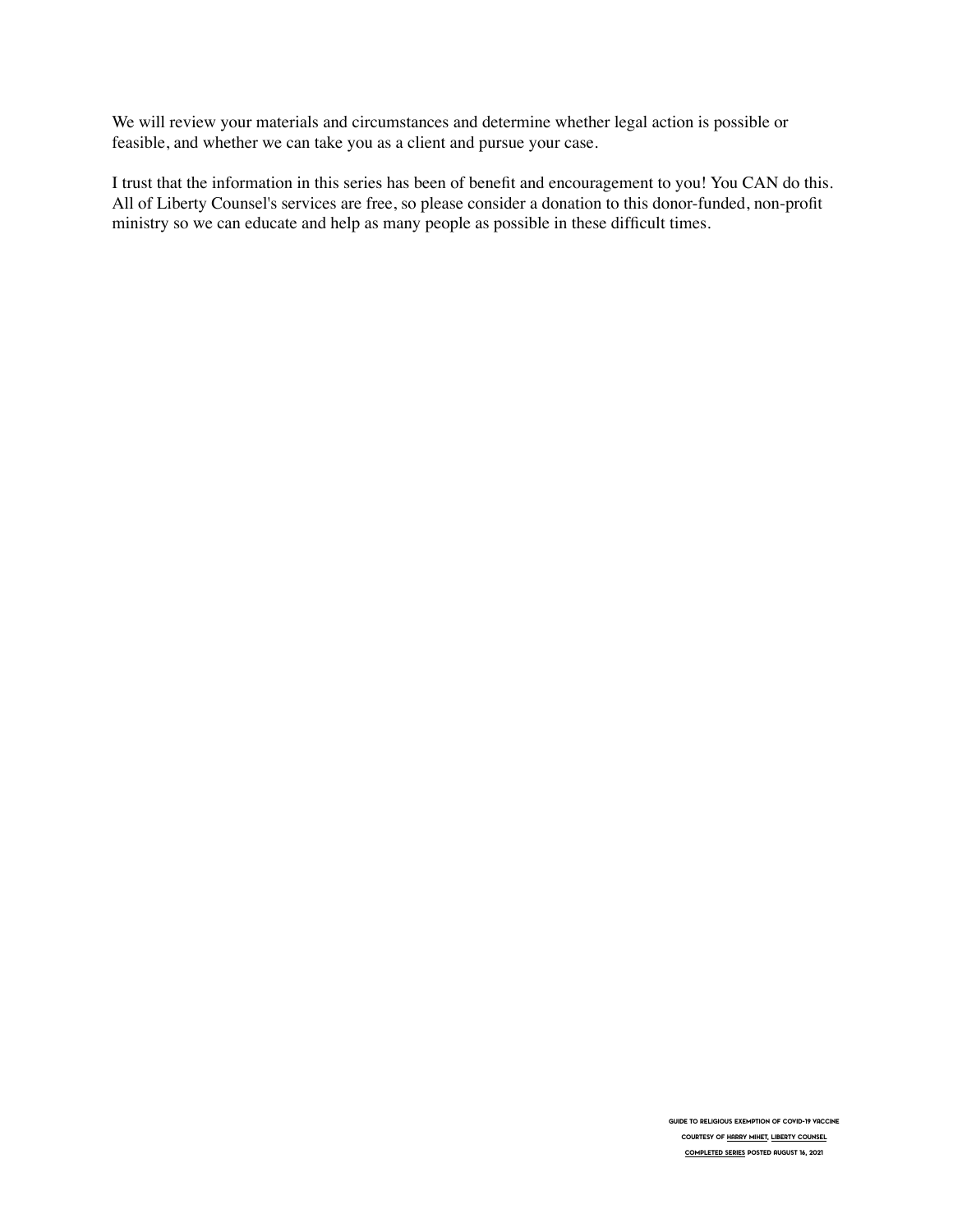We will review your materials and circumstances and determine whether legal action is possible or feasible, and whether we can take you as a client and pursue your case.

I trust that the information in this series has been of benefit and encouragement to you! You CAN do this. All of Liberty Counsel's services are free, so please consider a donation to this donor-funded, non-profit ministry so we can educate and help as many people as possible in these difficult times.

GUIDE TO RELIGIOUS EXEMPTION OF COVID-19 VACCINE
COURTESY OF HARRY MIHET, LIBERTY COUNSEL
COMPLETED SERIES POSTED AUGUST 16, 2021